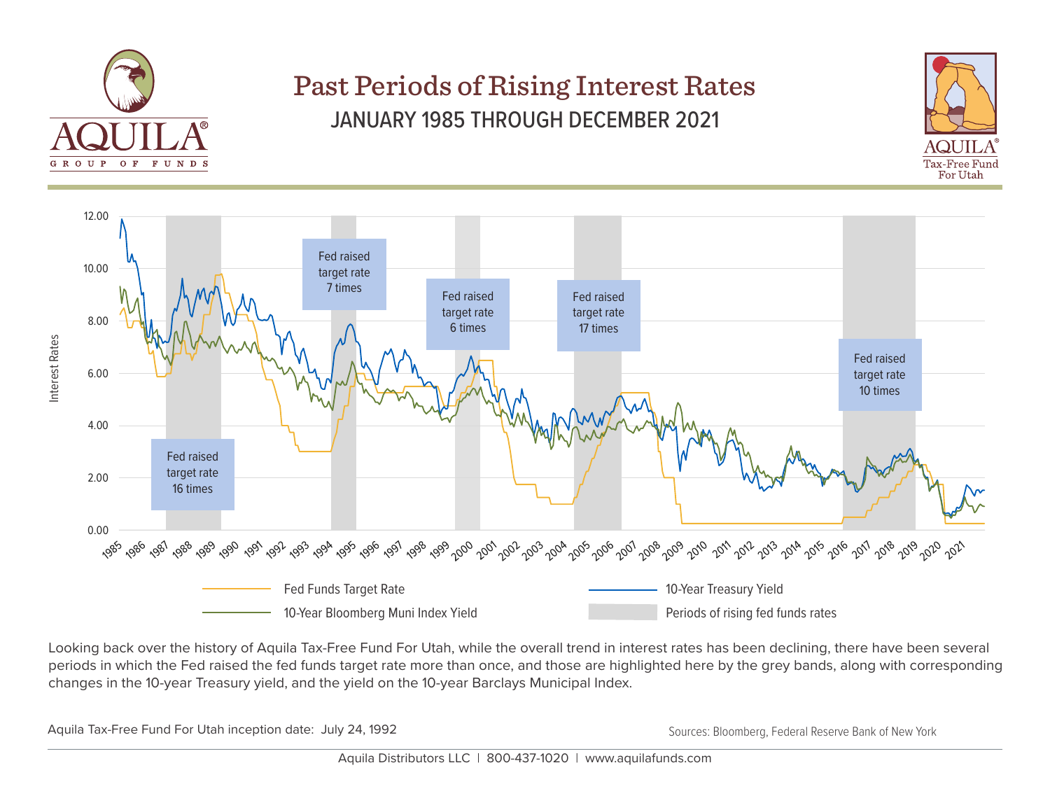AQUILA®

GROUP OF FUNDS

# Past Periods of Rising Interest Rates

## JANUARY 1985 THROUGH DECEMBER 2021

AQUILA® Tax-Free Fund For Utah

Fed raised target rate 16 times

Fed raised target rate 7 times

Fed raised target rate 6 times

Fed raised target rate 17 times

Fed raised target rate 10 times

Interest Rates

Fed Funds Target Rate

10-Year Treasury Yield

10-Year Bloomberg Muni Index Yield

Periods of rising fed funds rates

Looking back over the history of Aquila Tax-Free Fund For Utah, while the overall trend in interest rates has been declining, there have been several periods in which the Fed raised the fed funds target rate more than once, and those are highlighted here by the grey bands, along with corresponding changes in the 10-year Treasury yield, and the yield on the 10-year Barclays Municipal Index.

Aquila Tax-Free Fund For Utah inception date: July 24, 1992

Sources: Bloomberg, Federal Reserve Bank of New York

Aquila Distributors LLC | 800-437-1020 | www.aquilafunds.com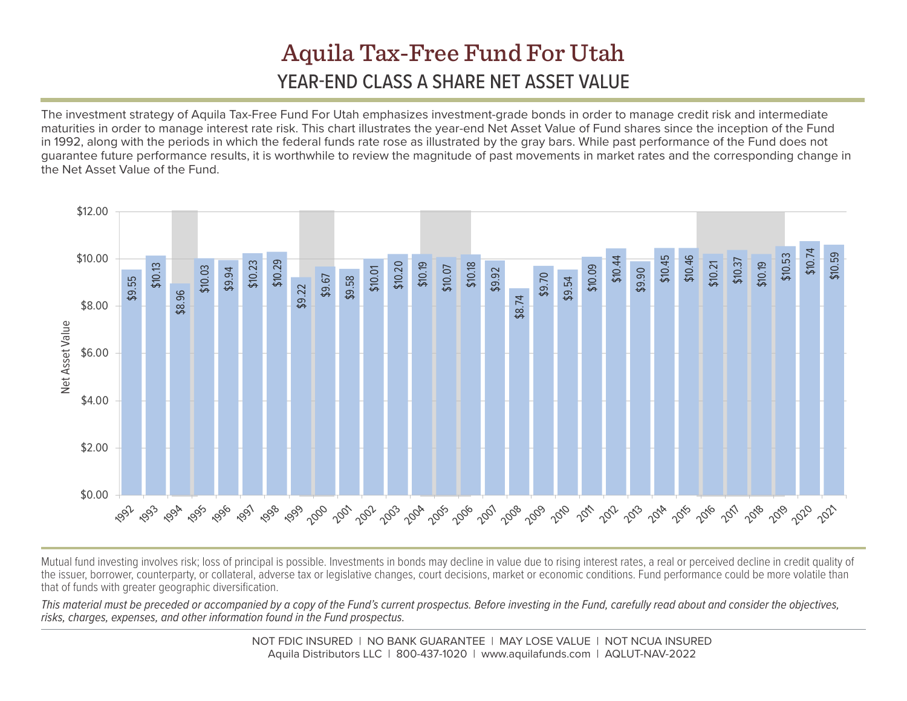# Aquila Tax-Free Fund For Utah

## YEAR-END CLASS A SHARE NET ASSET VALUE

The investment strategy of Aquila Tax-Free Fund For Utah emphasizes investment-grade bonds in order to manage credit risk and intermediate maturities in order to manage interest rate risk. This chart illustrates the year-end Net Asset Value of Fund shares since the inception of the Fund in 1992, along with the periods in which the federal funds rate rose as illustrated by the gray bars. While past performance of the Fund does not guarantee future performance results, it is worthwhile to review the magnitude of past movements in market rates and the corresponding change in the Net Asset Value of the Fund.

Net Asset Value

$12.00
$10.00
$8.00
$6.00
$4.00
$2.00
$0.00

$9.55 $10.13 $8.96 $10.03 $9.94 $10.23 $10.29 $9.22 $9.67 $9.58 $10.01 $10.20 $10.19 $10.07 $10.18 $9.92 $8.74 $9.70 $9.54 $10.09 $10.44 $9.90 $10.45 $10.46 $10.21 $10.37 $10.19 $10.53 $10.74 $10.59

1992 1993 1994 1995 1996 1997 1998 1999 2000 2001 2002 2003 2004 2005 2006 2007 2008 2009 2010 2011 2012 2013 2014 2015 2016 2017 2018 2019 2020 2021

Mutual fund investing involves risk; loss of principal is possible. Investments in bonds may decline in value due to rising interest rates, a real or perceived decline in credit quality of the issuer, borrower, counterparty, or collateral, adverse tax or legislative changes, court decisions, market or economic conditions. Fund performance could be more volatile than that of funds with greater geographic diversification.

*This material must be preceded or accompanied by a copy of the Fund's current prospectus. Before investing in the Fund, carefully read about and consider the objectives, risks, charges, expenses, and other information found in the Fund prospectus.*

NOT FDIC INSURED | NO BANK GUARANTEE | MAY LOSE VALUE | NOT NCUA INSURED
Aquila Distributors LLC | 800-437-1020 | www.aquilafunds.com | AQLUT-NAV-2022